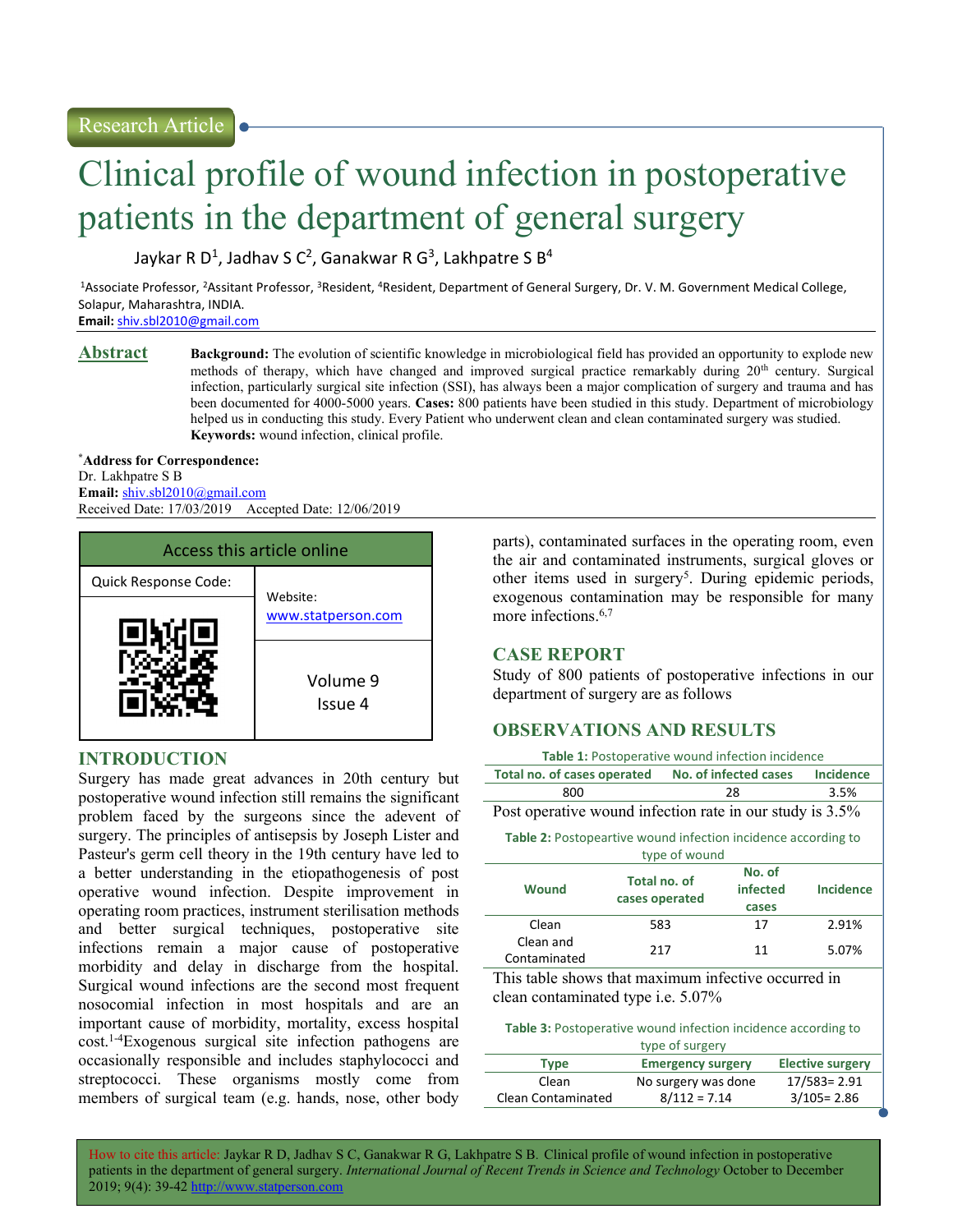Research Article

# Clinical profile of wound infection in postoperative patients in the department of general surgery

Jaykar R D[1], Jadhav S C[2], Ganakwar R G[3], Lakhpatre S B[4]

[1]Associate Professor, [2]Assitant Professor, [3]Resident, [4]Resident, Department of General Surgery, Dr. V. M. Government Medical College, Solapur, Maharashtra, INDIA.
**Email:** shiv.sbl2010@gmail.com

## Abstract

**Background:** The evolution of scientific knowledge in microbiological field has provided an opportunity to explode new methods of therapy, which have changed and improved surgical practice remarkably during 20th century. Surgical infection, particularly surgical site infection (SSI), has always been a major complication of surgery and trauma and has been documented for 4000-5000 years. **Cases:** 800 patients have been studied in this study. Department of microbiology helped us in conducting this study. Every Patient who underwent clean and clean contaminated surgery was studied.
**Keywords:** wound infection, clinical profile.

***Address for Correspondence:**
Dr. Lakhpatre S B
**Email:** shiv.sbl2010@gmail.com
Received Date: 17/03/2019 Accepted Date: 12/06/2019

| Access this article online | |
|---|---|
| Quick Response Code: | Website: www.statperson.com |
| | Volume 9 Issue 4 |

## INTRODUCTION

Surgery has made great advances in 20th century but postoperative wound infection still remains the significant problem faced by the surgeons since the advent of surgery. The principles of antisepsis by Joseph Lister and Pasteur's germ cell theory in the 19th century have led to a better understanding in the etiopathogenesis of post operative wound infection. Despite improvement in operating room practices, instrument sterilisation methods and better surgical techniques, postoperative site infections remain a major cause of postoperative morbidity and delay in discharge from the hospital. Surgical wound infections are the second most frequent nosocomial infection in most hospitals and are an important cause of morbidity, mortality, excess hospital cost.[1-4] Exogenous surgical site infection pathogens are occasionally responsible and includes staphylococci and streptococci. These organisms mostly come from members of surgical team (e.g. hands, nose, other body parts), contaminated surfaces in the operating room, even the air and contaminated instruments, surgical gloves or other items used in surgery[5]. During epidemic periods, exogenous contamination may be responsible for many more infections.[6,7]

## CASE REPORT

Study of 800 patients of postoperative infections in our department of surgery are as follows

## OBSERVATIONS AND RESULTS

**Table 1:** Postoperative wound infection incidence

| Total no. of cases operated | No. of infected cases | Incidence |
|---|---|---|
| 800 | 28 | 3.5% |

Post operative wound infection rate in our study is 3.5%

**Table 2:** Postopeartive wound infection incidence according to type of wound

| Wound | Total no. of cases operated | No. of infected cases | Incidence |
|---|---|---|---|
| Clean | 583 | 17 | 2.91% |
| Clean and Contaminated | 217 | 11 | 5.07% |

This table shows that maximum infective occurred in clean contaminated type i.e. 5.07%

**Table 3:** Postoperative wound infection incidence according to type of surgery

| Type | Emergency surgery | Elective surgery |
|---|---|---|
| Clean | No surgery was done | 17/583= 2.91 |
| Clean Contaminated | 8/112 = 7.14 | 3/105= 2.86 |

How to cite this article: Jaykar R D, Jadhav S C, Ganakwar R G, Lakhpatre S B. Clinical profile of wound infection in postoperative patients in the department of general surgery. *International Journal of Recent Trends in Science and Technology* October to December 2019; 9(4): 39-42 http://www.statperson.com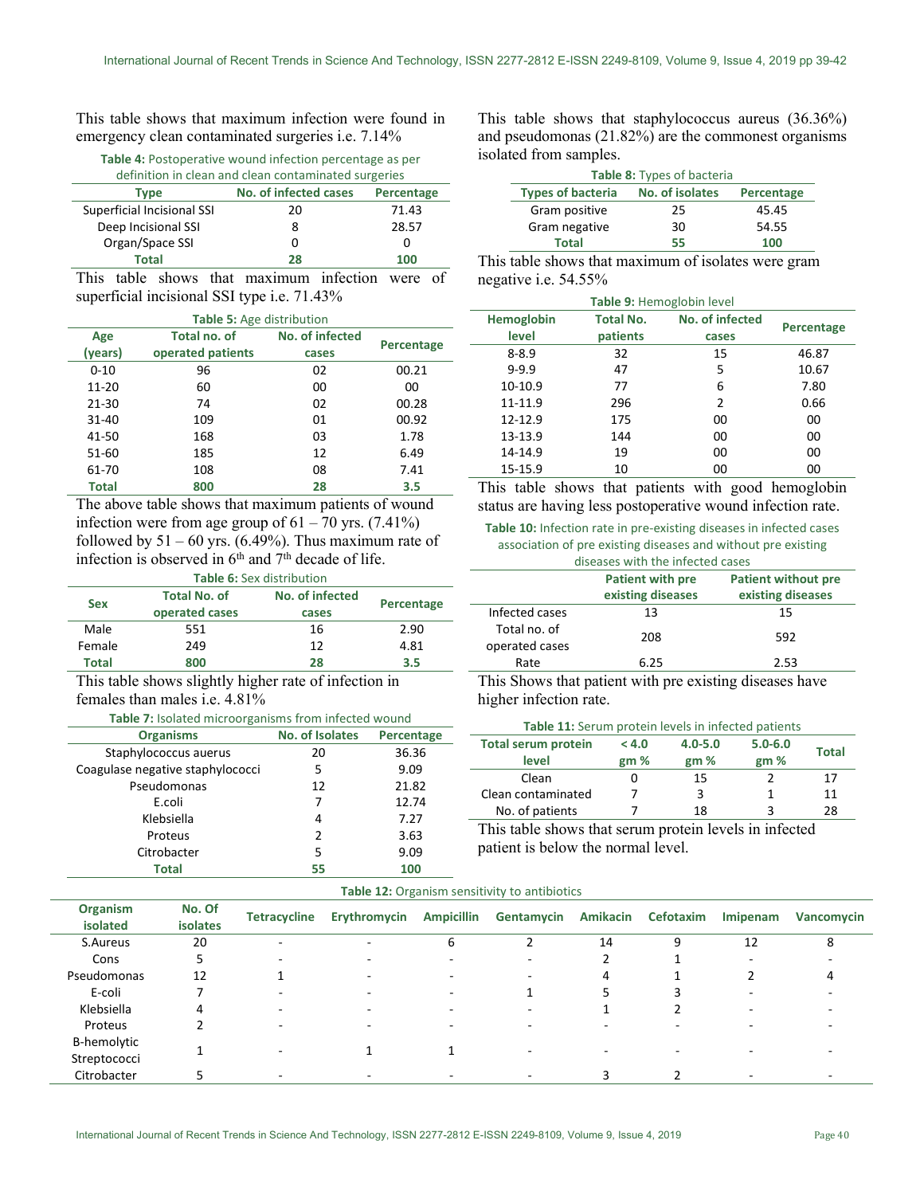This table shows that maximum infection were found in emergency clean contaminated surgeries i.e. 7.14%

**Table 4:** Postoperative wound infection percentage as per definition in clean and clean contaminated surgeries

| Type | No. of infected cases | Percentage |
|---|---|---|
| Superficial Incisional SSI | 20 | 71.43 |
| Deep Incisional SSI | 8 | 28.57 |
| Organ/Space SSI | 0 | 0 |
| **Total** | **28** | **100** |

This table shows that maximum infection were of superficial incisional SSI type i.e. 71.43%

**Table 5:** Age distribution

| Age (years) | Total no. of operated patients | No. of infected cases | Percentage |
|---|---|---|---|
| 0-10 | 96 | 02 | 00.21 |
| 11-20 | 60 | 00 | 00 |
| 21-30 | 74 | 02 | 00.28 |
| 31-40 | 109 | 01 | 00.92 |
| 41-50 | 168 | 03 | 1.78 |
| 51-60 | 185 | 12 | 6.49 |
| 61-70 | 108 | 08 | 7.41 |
| **Total** | **800** | **28** | **3.5** |

The above table shows that maximum patients of wound infection were from age group of 61 – 70 yrs. (7.41%) followed by 51 – 60 yrs. (6.49%). Thus maximum rate of infection is observed in 6th and 7th decade of life.

**Table 6:** Sex distribution

| Sex | Total No. of operated cases | No. of infected cases | Percentage |
|---|---|---|---|
| Male | 551 | 16 | 2.90 |
| Female | 249 | 12 | 4.81 |
| **Total** | **800** | **28** | **3.5** |

This table shows slightly higher rate of infection in females than males i.e. 4.81%

**Table 7:** Isolated microorganisms from infected wound

| Organisms | No. of Isolates | Percentage |
|---|---|---|
| Staphylococcus auerus | 20 | 36.36 |
| Coagulase negative staphylococci | 5 | 9.09 |
| Pseudomonas | 12 | 21.82 |
| E.coli | 7 | 12.74 |
| Klebsiella | 4 | 7.27 |
| Proteus | 2 | 3.63 |
| Citrobacter | 5 | 9.09 |
| **Total** | **55** | **100** |

This table shows that staphylococcus aureus (36.36%) and pseudomonas (21.82%) are the commonest organisms isolated from samples.

**Table 8:** Types of bacteria

| Types of bacteria | No. of isolates | Percentage |
|---|---|---|
| Gram positive | 25 | 45.45 |
| Gram negative | 30 | 54.55 |
| **Total** | **55** | **100** |

This table shows that maximum of isolates were gram negative i.e. 54.55%

**Table 9:** Hemoglobin level

| Hemoglobin level | Total No. patients | No. of infected cases | Percentage |
|---|---|---|---|
| 8-8.9 | 32 | 15 | 46.87 |
| 9-9.9 | 47 | 5 | 10.67 |
| 10-10.9 | 77 | 6 | 7.80 |
| 11-11.9 | 296 | 2 | 0.66 |
| 12-12.9 | 175 | 00 | 00 |
| 13-13.9 | 144 | 00 | 00 |
| 14-14.9 | 19 | 00 | 00 |
| 15-15.9 | 10 | 00 | 00 |

This table shows that patients with good hemoglobin status are having less postoperative wound infection rate.

**Table 10:** Infection rate in pre-existing diseases in infected cases association of pre existing diseases and without pre existing diseases with the infected cases

| | Patient with pre existing diseases | Patient without pre existing diseases |
|---|---|---|
| Infected cases | 13 | 15 |
| Total no. of operated cases | 208 | 592 |
| Rate | 6.25 | 2.53 |

This Shows that patient with pre existing diseases have higher infection rate.

**Table 11:** Serum protein levels in infected patients

| Total serum protein level | < 4.0 gm % | 4.0-5.0 gm % | 5.0-6.0 gm % | Total |
|---|---|---|---|---|
| Clean | 0 | 15 | 2 | 17 |
| Clean contaminated | 7 | 3 | 1 | 11 |
| No. of patients | 7 | 18 | 3 | 28 |

This table shows that serum protein levels in infected patient is below the normal level.

**Table 12:** Organism sensitivity to antibiotics

| Organism isolated | No. Of isolates | Tetracycline | Erythromycin | Ampicillin | Gentamycin | Amikacin | Cefotaxim | Imipenam | Vancomycin |
|---|---|---|---|---|---|---|---|---|---|
| S.Aureus | 20 | - | - | 6 | 2 | 14 | 9 | 12 | 8 |
| Cons | 5 | - | - | - | - | 2 | 1 | - | - |
| Pseudomonas | 12 | 1 | - | - | - | 4 | 1 | 2 | 4 |
| E-coli | 7 | - | - | - | 1 | 5 | 3 | - | - |
| Klebsiella | 4 | - | - | - | - | 1 | 2 | - | - |
| Proteus | 2 | - | - | - | - | - | - | - | - |
| B-hemolytic Streptococci | 1 | - | 1 | 1 | - | - | - | - | - |
| Citrobacter | 5 | - | - | - | - | 3 | 2 | - | - |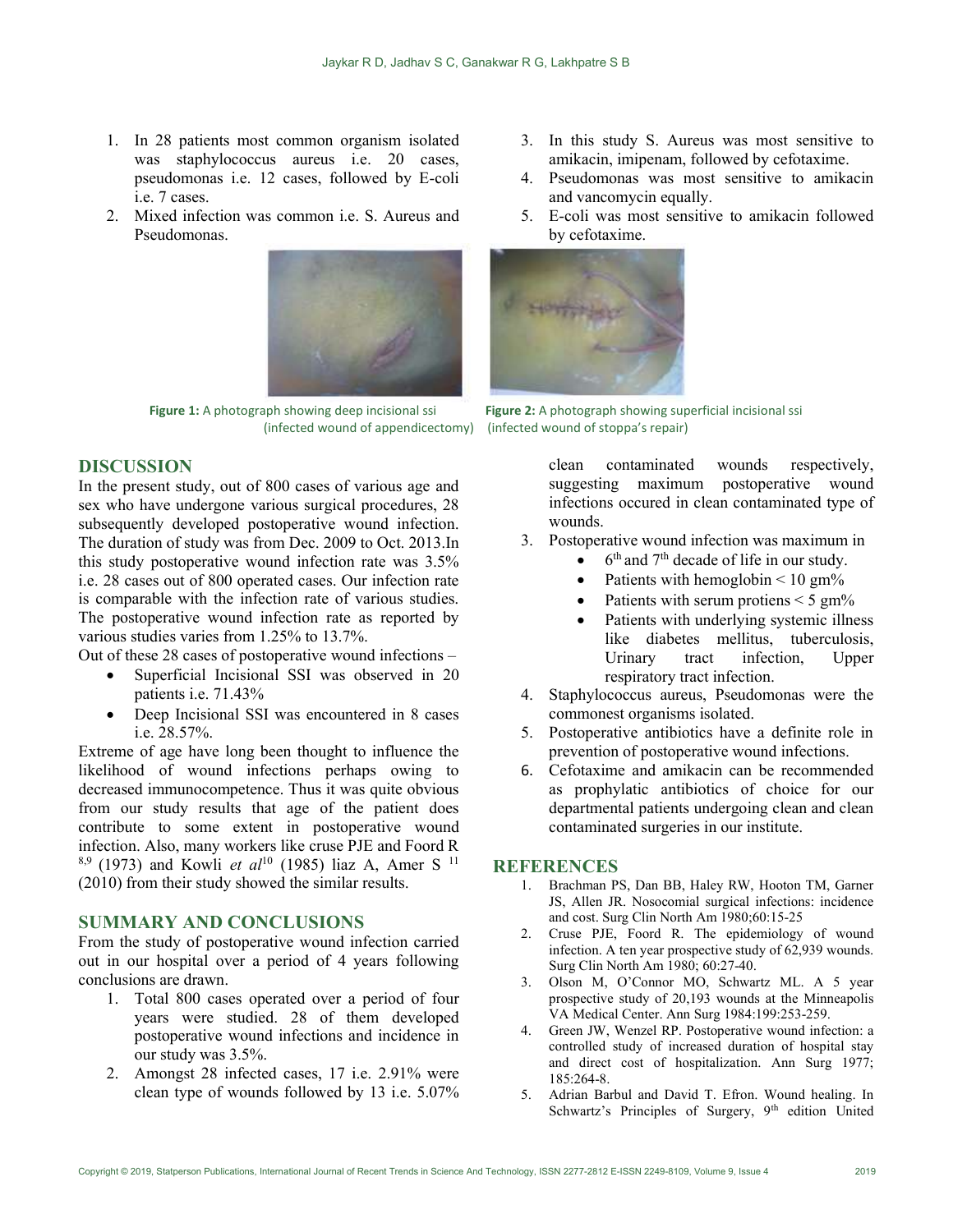1. In 28 patients most common organism isolated was staphylococcus aureus i.e. 20 cases, pseudomonas i.e. 12 cases, followed by E-coli i.e. 7 cases.
2. Mixed infection was common i.e. S. Aureus and Pseudomonas.
3. In this study S. Aureus was most sensitive to amikacin, imipenam, followed by cefotaxime.
4. Pseudomonas was most sensitive to amikacin and vancomycin equally.
5. E-coli was most sensitive to amikacin followed by cefotaxime.

**Figure 1:** A photograph showing deep incisional ssi (infected wound of appendicectomy)

**Figure 2:** A photograph showing superficial incisional ssi (infected wound of stoppa's repair)

## DISCUSSION

In the present study, out of 800 cases of various age and sex who have undergone various surgical procedures, 28 subsequently developed postoperative wound infection. The duration of study was from Dec. 2009 to Oct. 2013.In this study postoperative wound infection rate was 3.5% i.e. 28 cases out of 800 operated cases. Our infection rate is comparable with the infection rate of various studies. The postoperative wound infection rate as reported by various studies varies from 1.25% to 13.7%.

Out of these 28 cases of postoperative wound infections –

- Superficial Incisional SSI was observed in 20 patients i.e. 71.43%
- Deep Incisional SSI was encountered in 8 cases i.e. 28.57%.

Extreme of age have long been thought to influence the likelihood of wound infections perhaps owing to decreased immunocompetence. Thus it was quite obvious from our study results that age of the patient does contribute to some extent in postoperative wound infection. Also, many workers like cruse PJE and Foord R [8,9] (1973) and Kowli *et al*[10] (1985) liaz A, Amer S [11] (2010) from their study showed the similar results.

## SUMMARY AND CONCLUSIONS

From the study of postoperative wound infection carried out in our hospital over a period of 4 years following conclusions are drawn.

1. Total 800 cases operated over a period of four years were studied. 28 of them developed postoperative wound infections and incidence in our study was 3.5%.
2. Amongst 28 infected cases, 17 i.e. 2.91% were clean type of wounds followed by 13 i.e. 5.07% clean contaminated wounds respectively, suggesting maximum postoperative wound infections occured in clean contaminated type of wounds.
3. Postoperative wound infection was maximum in
   - 6th and 7th decade of life in our study.
   - Patients with hemoglobin < 10 gm%
   - Patients with serum protiens < 5 gm%
   - Patients with underlying systemic illness like diabetes mellitus, tuberculosis, Urinary tract infection, Upper respiratory tract infection.
4. Staphylococcus aureus, Pseudomonas were the commonest organisms isolated.
5. Postoperative antibiotics have a definite role in prevention of postoperative wound infections.
6. Cefotaxime and amikacin can be recommended as prophylatic antibiotics of choice for our departmental patients undergoing clean and clean contaminated surgeries in our institute.

## REFERENCES

1. Brachman PS, Dan BB, Haley RW, Hooton TM, Garner JS, Allen JR. Nosocomial surgical infections: incidence and cost. Surg Clin North Am 1980;60:15-25
2. Cruse PJE, Foord R. The epidemiology of wound infection. A ten year prospective study of 62,939 wounds. Surg Clin North Am 1980; 60:27-40.
3. Olson M, O'Connor MO, Schwartz ML. A 5 year prospective study of 20,193 wounds at the Minneapolis VA Medical Center. Ann Surg 1984:199:253-259.
4. Green JW, Wenzel RP. Postoperative wound infection: a controlled study of increased duration of hospital stay and direct cost of hospitalization. Ann Surg 1977; 185:264-8.
5. Adrian Barbul and David T. Efron. Wound healing. In Schwartz's Principles of Surgery, 9th edition United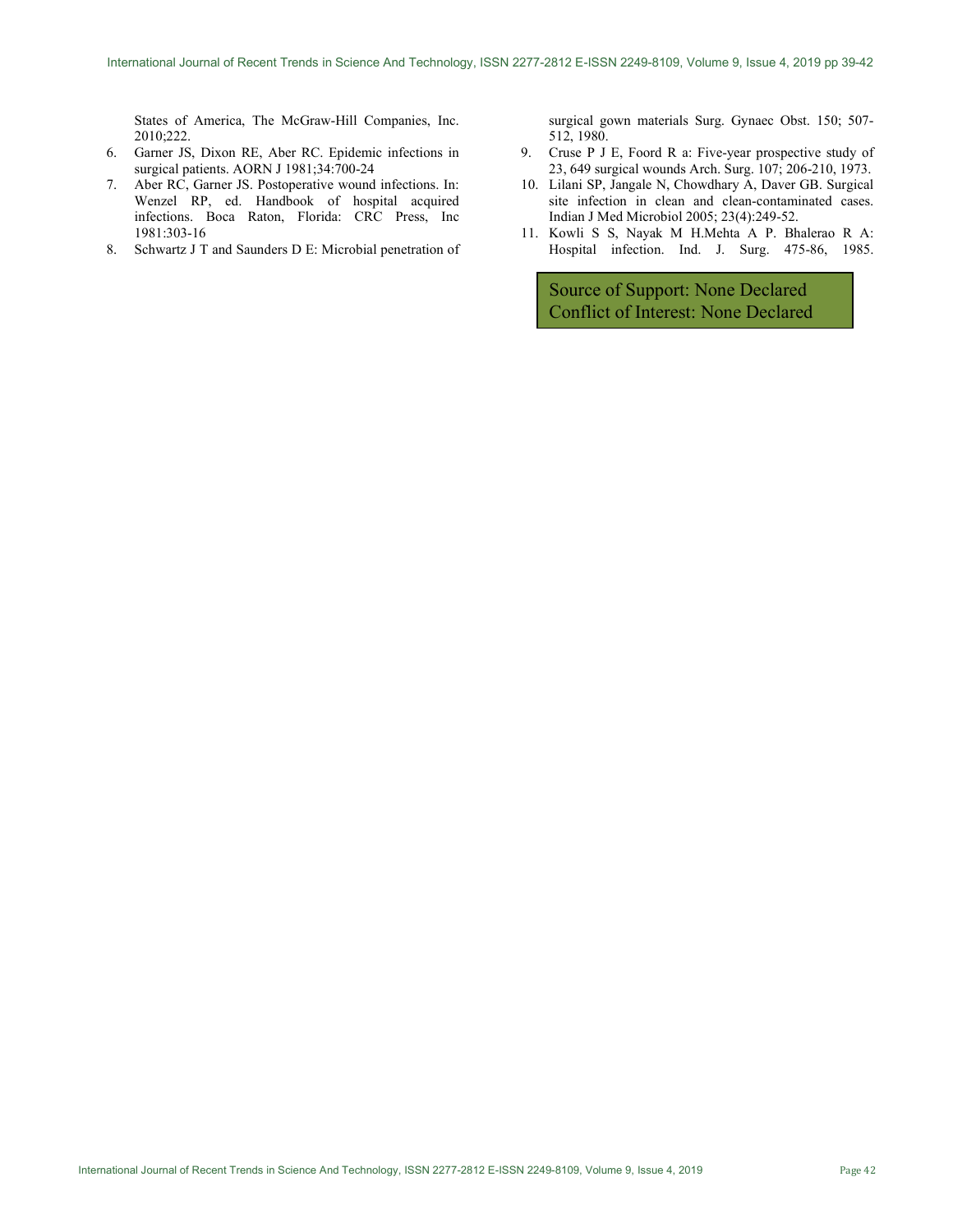States of America, The McGraw-Hill Companies, Inc. 2010;222.

6. Garner JS, Dixon RE, Aber RC. Epidemic infections in surgical patients. AORN J 1981;34:700-24
7. Aber RC, Garner JS. Postoperative wound infections. In: Wenzel RP, ed. Handbook of hospital acquired infections. Boca Raton, Florida: CRC Press, Inc 1981:303-16
8. Schwartz J T and Saunders D E: Microbial penetration of surgical gown materials Surg. Gynaec Obst. 150; 507-512, 1980.
9. Cruse P J E, Foord R a: Five-year prospective study of 23, 649 surgical wounds Arch. Surg. 107; 206-210, 1973.
10. Lilani SP, Jangale N, Chowdhary A, Daver GB. Surgical site infection in clean and clean-contaminated cases. Indian J Med Microbiol 2005; 23(4):249-52.
11. Kowli S S, Nayak M H.Mehta A P. Bhalerao R A: Hospital infection. Ind. J. Surg. 475-86, 1985.

Source of Support: None Declared
Conflict of Interest: None Declared